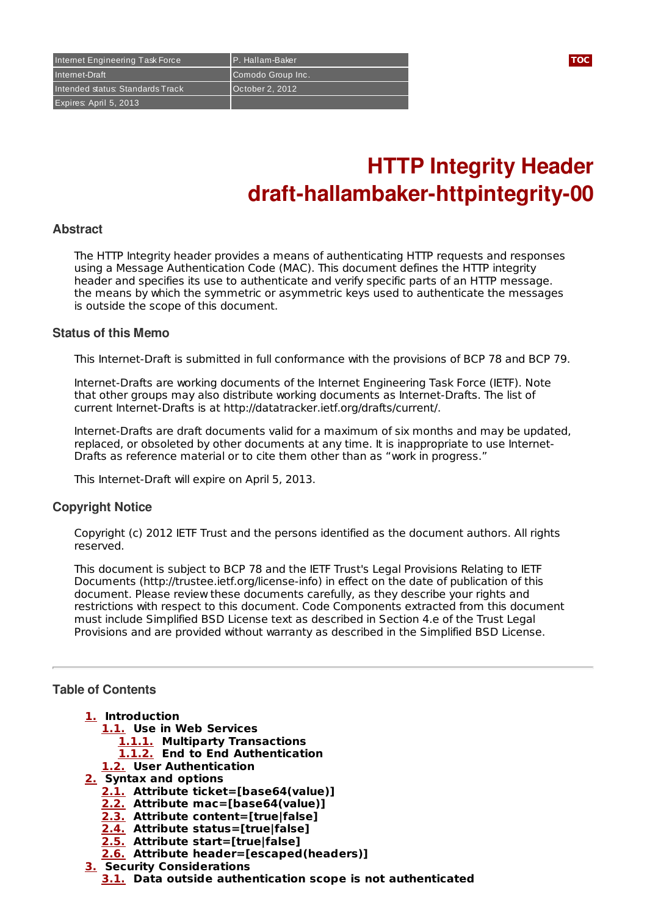| Internet Engineering Task Force | P. Hallam-Baker |
|---|---|
| Internet-Draft | Comodo Group Inc. |
| Intended status: Standards Track | October 2, 2012 |
| Expires: April 5, 2013 | |

TOC

# HTTP Integrity Header
# draft-hallambaker-httpintegrity-00

## Abstract

The HTTP Integrity header provides a means of authenticating HTTP requests and responses using a Message Authentication Code (MAC). This document defines the HTTP integrity header and specifies its use to authenticate and verify specific parts of an HTTP message. the means by which the symmetric or asymmetric keys used to authenticate the messages is outside the scope of this document.

## Status of this Memo

This Internet-Draft is submitted in full conformance with the provisions of BCP 78 and BCP 79.

Internet-Drafts are working documents of the Internet Engineering Task Force (IETF). Note that other groups may also distribute working documents as Internet-Drafts. The list of current Internet-Drafts is at http://datatracker.ietf.org/drafts/current/.

Internet-Drafts are draft documents valid for a maximum of six months and may be updated, replaced, or obsoleted by other documents at any time. It is inappropriate to use Internet-Drafts as reference material or to cite them other than as "work in progress."

This Internet-Draft will expire on April 5, 2013.

## Copyright Notice

Copyright (c) 2012 IETF Trust and the persons identified as the document authors. All rights reserved.

This document is subject to BCP 78 and the IETF Trust's Legal Provisions Relating to IETF Documents (http://trustee.ietf.org/license-info) in effect on the date of publication of this document. Please review these documents carefully, as they describe your rights and restrictions with respect to this document. Code Components extracted from this document must include Simplified BSD License text as described in Section 4.e of the Trust Legal Provisions and are provided without warranty as described in the Simplified BSD License.

---

## Table of Contents

- **1.** **Introduction**
  - **1.1.** **Use in Web Services**
    - **1.1.1.** **Multiparty Transactions**
    - **1.1.2.** **End to End Authentication**
  - **1.2.** **User Authentication**
- **2.** **Syntax and options**
  - **2.1.** **Attribute ticket=[base64(value)]**
  - **2.2.** **Attribute mac=[base64(value)]**
  - **2.3.** **Attribute content=[true|false]**
  - **2.4.** **Attribute status=[true|false]**
  - **2.5.** **Attribute start=[true|false]**
  - **2.6.** **Attribute header=[escaped(headers)]**
- **3.** **Security Considerations**
  - **3.1.** **Data outside authentication scope is not authenticated**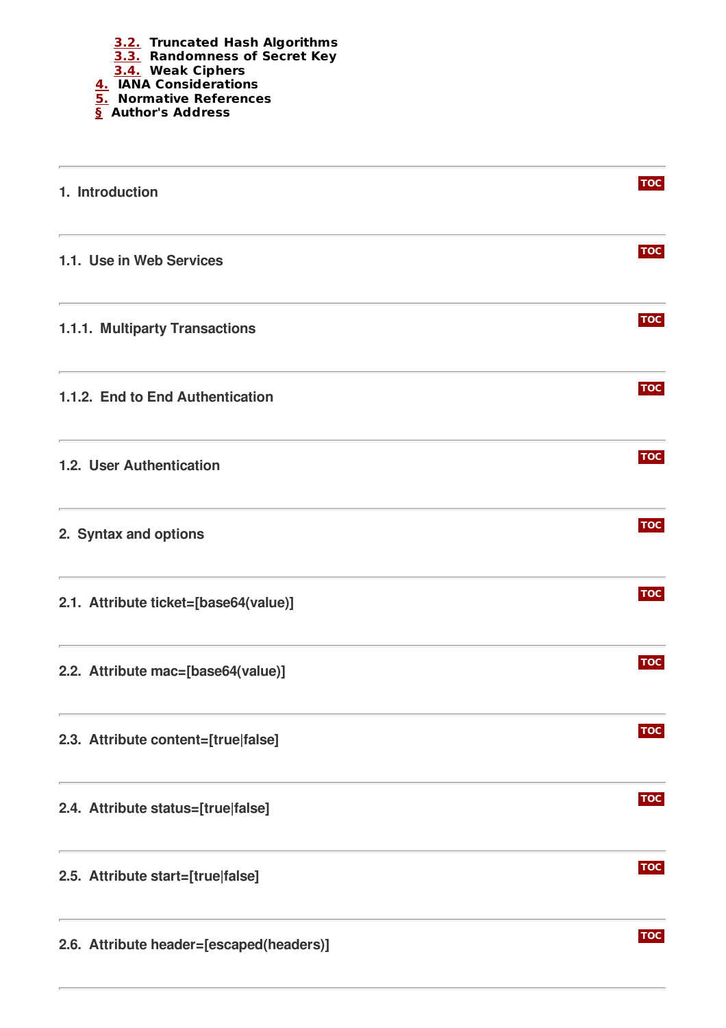- 3.2. Truncated Hash Algorithms
- 3.3. Randomness of Secret Key
- 3.4. Weak Ciphers
- 4. IANA Considerations
- 5. Normative References
- § Author's Address

---

# 1. Introduction

---

## 1.1. Use in Web Services

---

### 1.1.1. Multiparty Transactions

---

### 1.1.2. End to End Authentication

---

## 1.2. User Authentication

---

# 2. Syntax and options

---

## 2.1. Attribute ticket=[base64(value)]

---

## 2.2. Attribute mac=[base64(value)]

---

## 2.3. Attribute content=[true|false]

---

## 2.4. Attribute status=[true|false]

---

## 2.5. Attribute start=[true|false]

---

## 2.6. Attribute header=[escaped(headers)]

---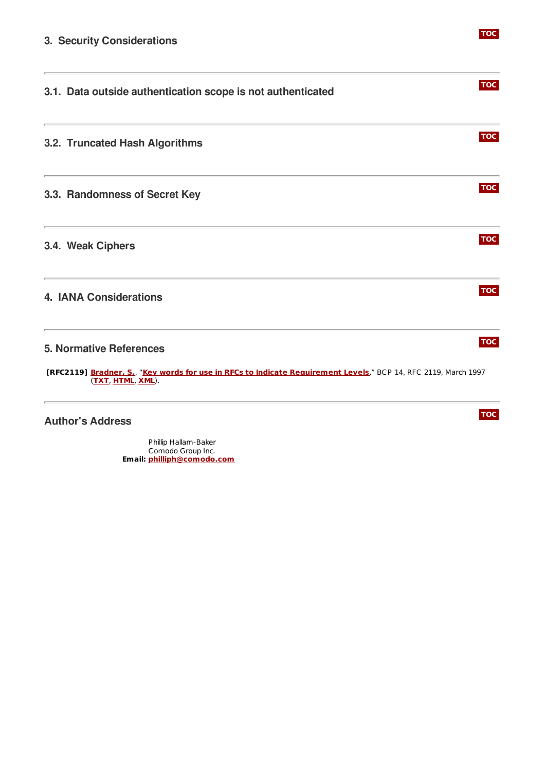# 3. Security Considerations

## 3.1. Data outside authentication scope is not authenticated

## 3.2. Truncated Hash Algorithms

## 3.3. Randomness of Secret Key

## 3.4. Weak Ciphers

# 4. IANA Considerations

# 5. Normative References

**[RFC2119]** Bradner, S., "Key words for use in RFCs to Indicate Requirement Levels," BCP 14, RFC 2119, March 1997 (TXT, HTML, XML).

# Author's Address

Phillip Hallam-Baker
Comodo Group Inc.
**Email:** phillph@comodo.com